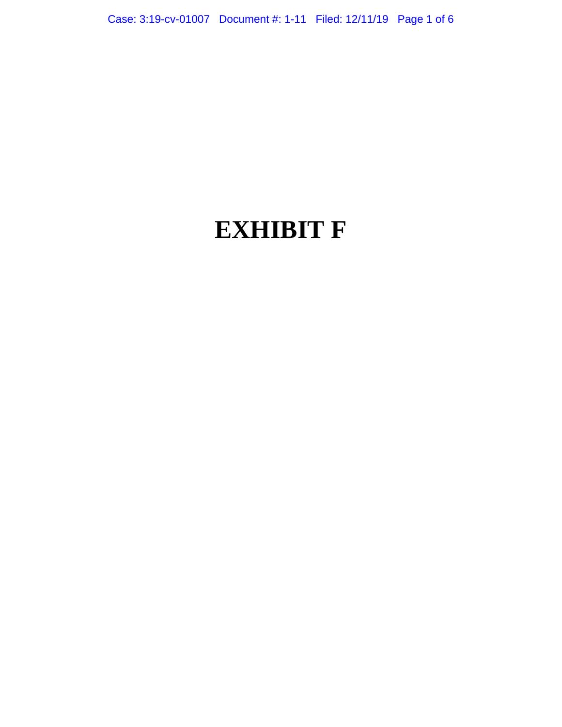# EXHIBIT F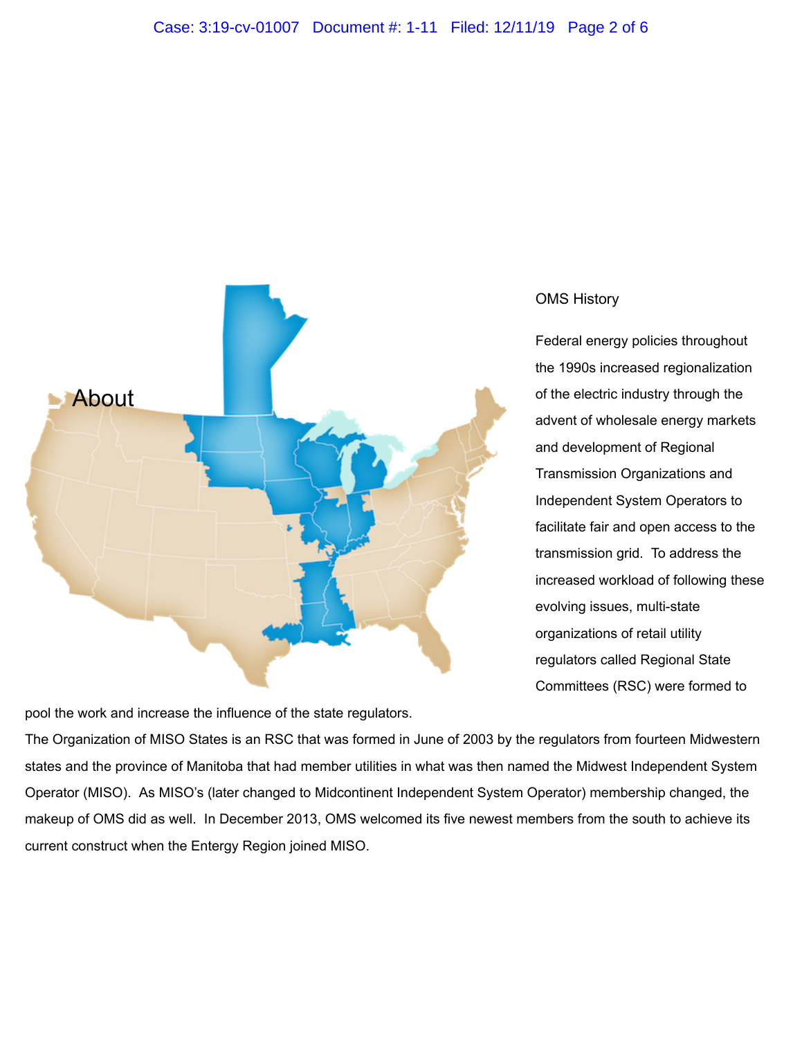# About

## OMS History

Federal energy policies throughout the 1990s increased regionalization of the electric industry through the advent of wholesale energy markets and development of Regional Transmission Organizations and Independent System Operators to facilitate fair and open access to the transmission grid. To address the increased workload of following these evolving issues, multi-state organizations of retail utility regulators called Regional State Committees (RSC) were formed to pool the work and increase the influence of the state regulators.

The Organization of MISO States is an RSC that was formed in June of 2003 by the regulators from fourteen Midwestern states and the province of Manitoba that had member utilities in what was then named the Midwest Independent System Operator (MISO). As MISO's (later changed to Midcontinent Independent System Operator) membership changed, the makeup of OMS did as well. In December 2013, OMS welcomed its five newest members from the south to achieve its current construct when the Entergy Region joined MISO.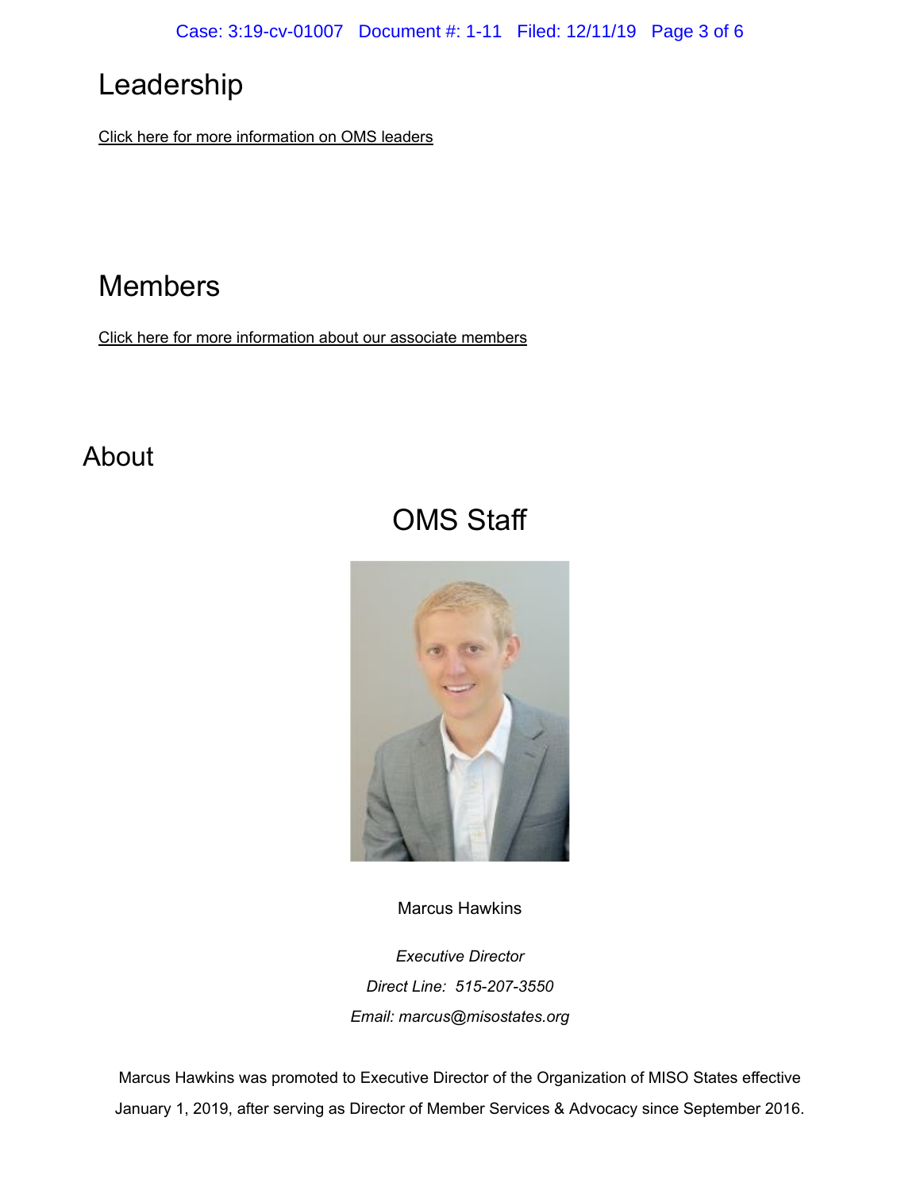# Leadership

Click here for more information on OMS leaders

# Members

Click here for more information about our associate members

# About

## OMS Staff

Marcus Hawkins

*Executive Director*

*Direct Line: 515-207-3550*

*Email: marcus@misostates.org*

Marcus Hawkins was promoted to Executive Director of the Organization of MISO States effective January 1, 2019, after serving as Director of Member Services & Advocacy since September 2016.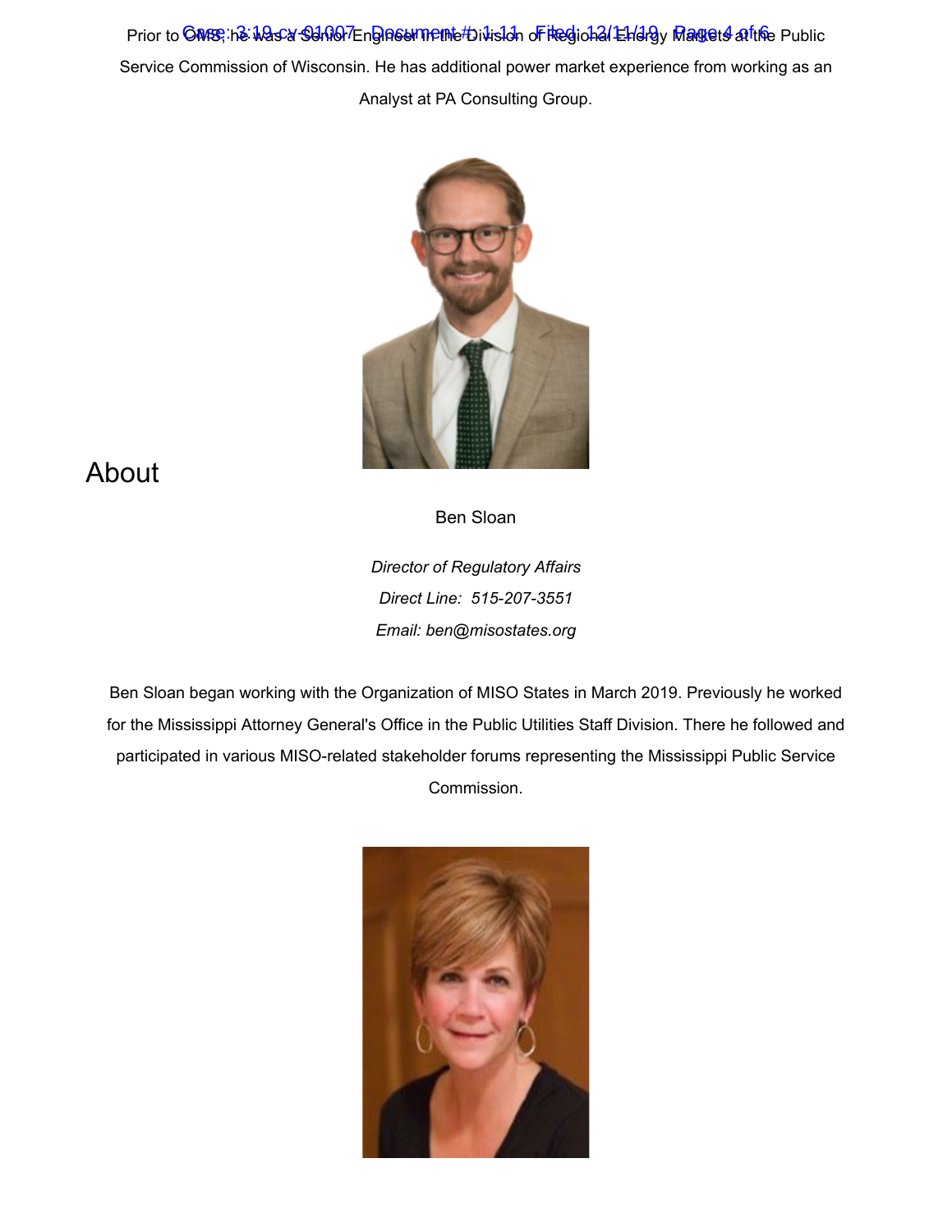Prior to OMS, he was a Senior Engineer in the Division of Regional Energy Markets at the Public Service Commission of Wisconsin. He has additional power market experience from working as an Analyst at PA Consulting Group.

## About

Ben Sloan

*Director of Regulatory Affairs*

*Direct Line: 515-207-3551*

*Email: ben@misostates.org*

Ben Sloan began working with the Organization of MISO States in March 2019. Previously he worked for the Mississippi Attorney General's Office in the Public Utilities Staff Division. There he followed and participated in various MISO-related stakeholder forums representing the Mississippi Public Service Commission.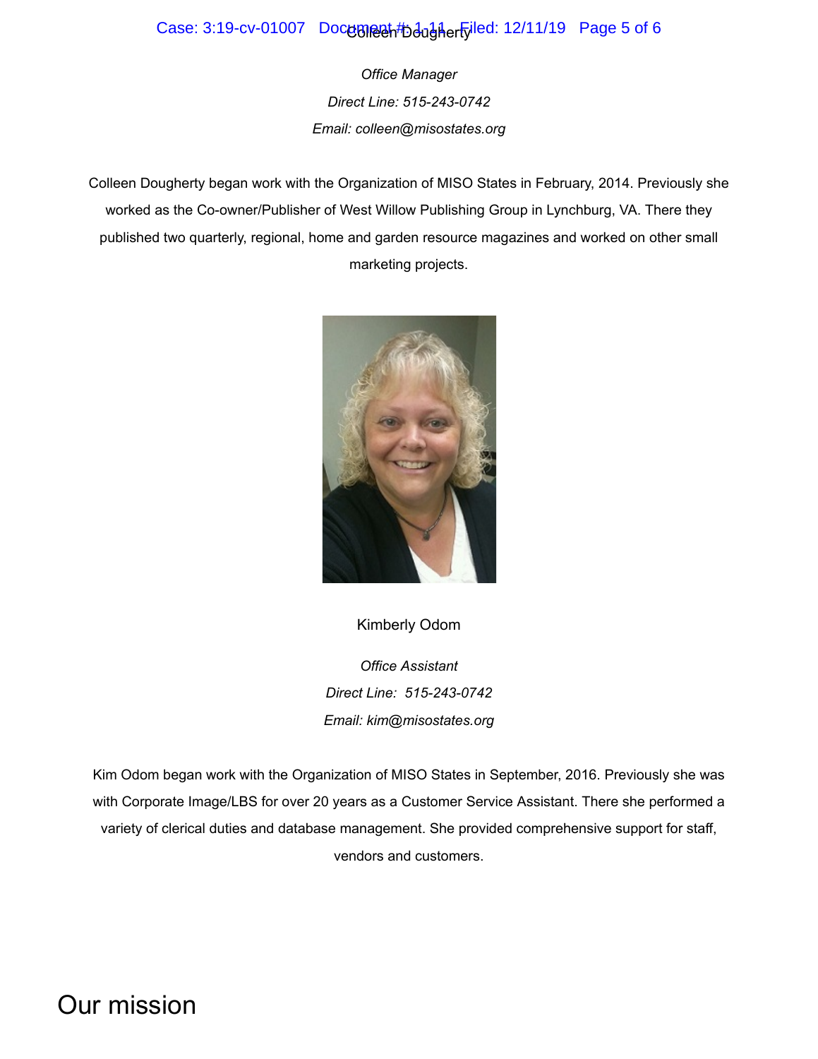Colleen Dougherty

*Office Manager*

*Direct Line: 515-243-0742*

*Email: colleen@misostates.org*

Colleen Dougherty began work with the Organization of MISO States in February, 2014. Previously she worked as the Co-owner/Publisher of West Willow Publishing Group in Lynchburg, VA. There they published two quarterly, regional, home and garden resource magazines and worked on other small marketing projects.

Kimberly Odom

*Office Assistant*

*Direct Line: 515-243-0742*

*Email: kim@misostates.org*

Kim Odom began work with the Organization of MISO States in September, 2016. Previously she was with Corporate Image/LBS for over 20 years as a Customer Service Assistant. There she performed a variety of clerical duties and database management. She provided comprehensive support for staff, vendors and customers.

# Our mission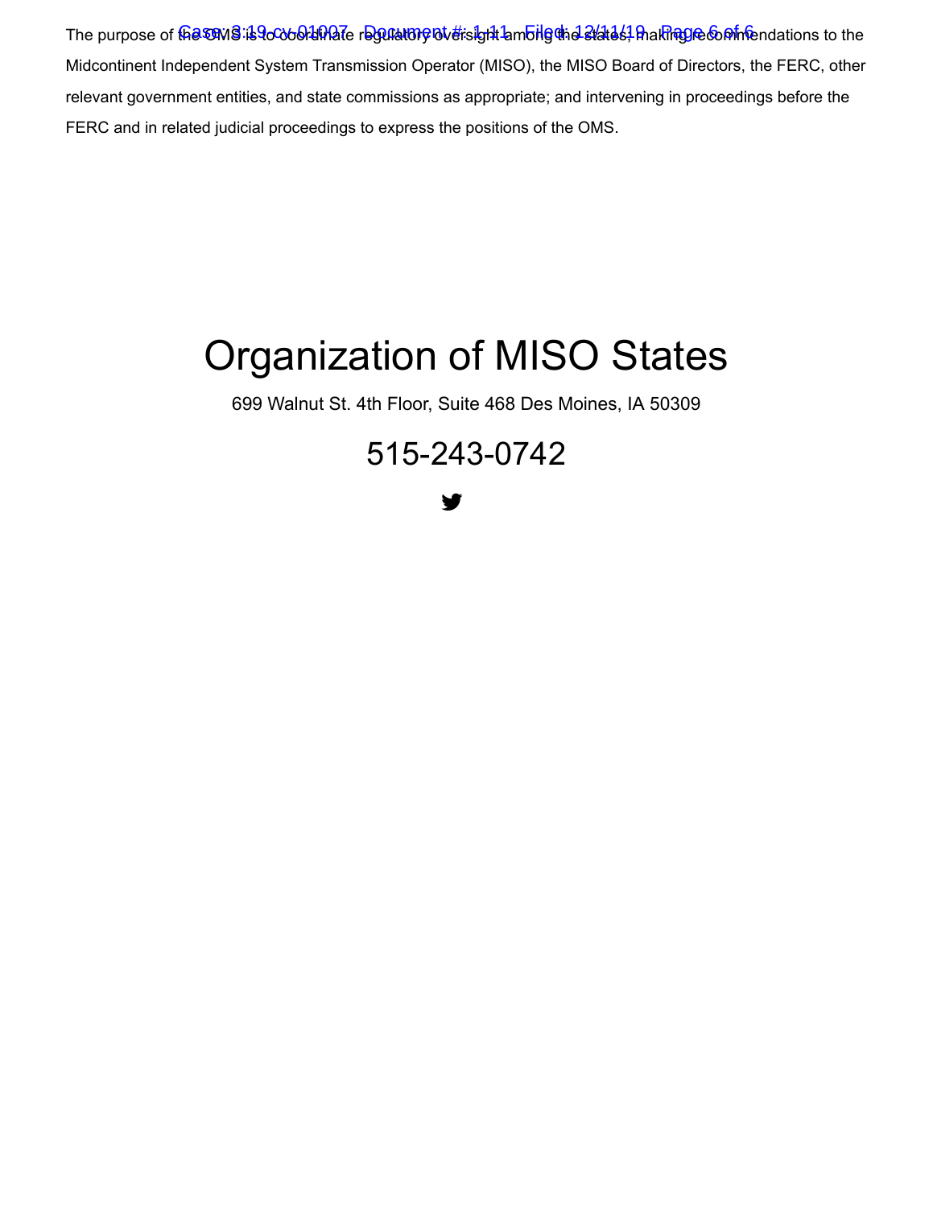The purpose of the OMS is to coordinate regulatory oversight among the states, making recommendations to the Midcontinent Independent System Transmission Operator (MISO), the MISO Board of Directors, the FERC, other relevant government entities, and state commissions as appropriate; and intervening in proceedings before the FERC and in related judicial proceedings to express the positions of the OMS.

# Organization of MISO States

699 Walnut St. 4th Floor, Suite 468 Des Moines, IA 50309

## 515-243-0742